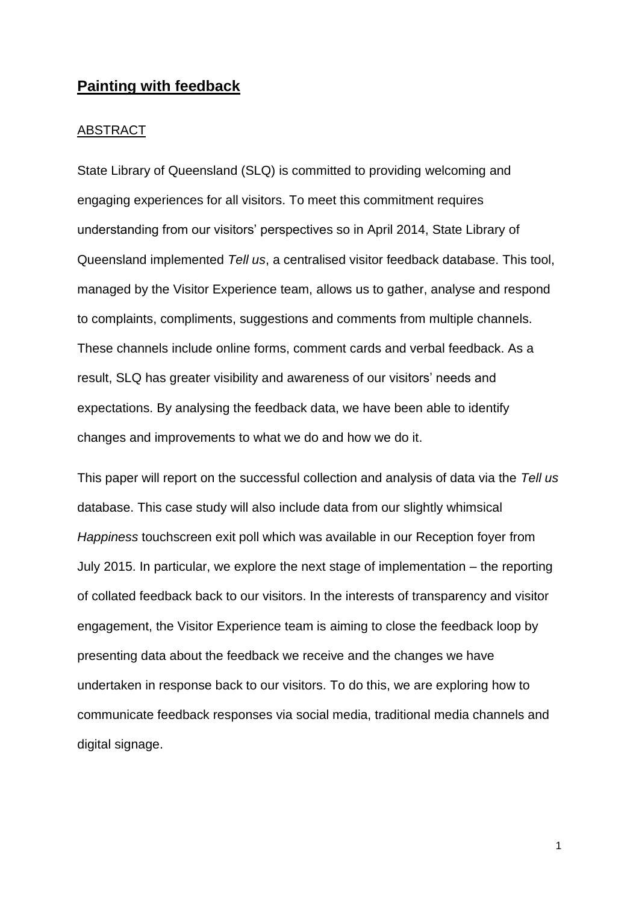# **Painting with feedback**

## ABSTRACT

State Library of Queensland (SLQ) is committed to providing welcoming and engaging experiences for all visitors. To meet this commitment requires understanding from our visitors' perspectives so in April 2014, State Library of Queensland implemented *Tell us*, a centralised visitor feedback database. This tool, managed by the Visitor Experience team, allows us to gather, analyse and respond to complaints, compliments, suggestions and comments from multiple channels. These channels include online forms, comment cards and verbal feedback. As a result, SLQ has greater visibility and awareness of our visitors' needs and expectations. By analysing the feedback data, we have been able to identify changes and improvements to what we do and how we do it.

This paper will report on the successful collection and analysis of data via the *Tell us* database. This case study will also include data from our slightly whimsical *Happiness* touchscreen exit poll which was available in our Reception foyer from July 2015. In particular, we explore the next stage of implementation – the reporting of collated feedback back to our visitors. In the interests of transparency and visitor engagement, the Visitor Experience team is aiming to close the feedback loop by presenting data about the feedback we receive and the changes we have undertaken in response back to our visitors. To do this, we are exploring how to communicate feedback responses via social media, traditional media channels and digital signage.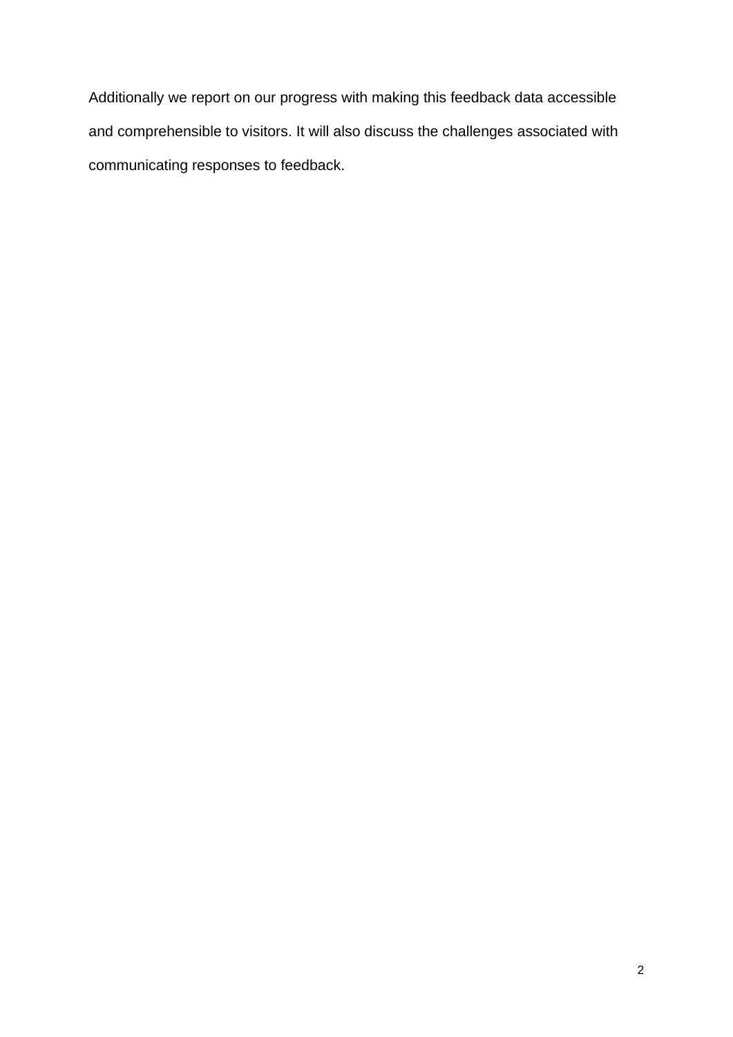Additionally we report on our progress with making this feedback data accessible and comprehensible to visitors. It will also discuss the challenges associated with communicating responses to feedback.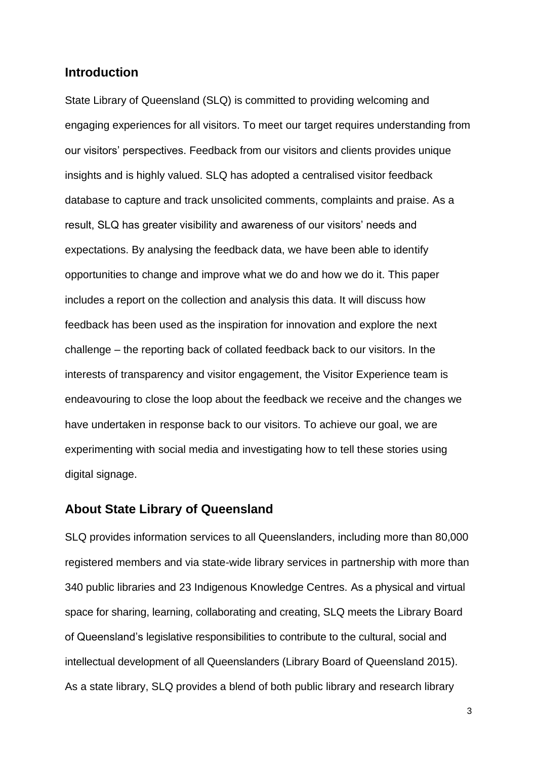## Introduction

State Library of Queensland (SLQ) is committed to providing welcoming and engaging experiences for all visitors. To meet our target requires understanding from our visitors' perspectives. Feedback from our visitors and clients provides unique insights and is highly valued. SLQ has adopted a centralised visitor feedback database to capture and track unsolicited comments, complaints and praise. As a result, SLQ has greater visibility and awareness of our visitors' needs and expectations. By analysing the feedback data, we have been able to identify opportunities to change and improve what we do and how we do it. This paper includes a report on the collection and analysis this data. It will discuss how feedback has been used as the inspiration for innovation and explore the next challenge – the reporting back of collated feedback back to our visitors. In the interests of transparency and visitor engagement, the Visitor Experience team is endeavouring to close the loop about the feedback we receive and the changes we have undertaken in response back to our visitors. To achieve our goal, we are experimenting with social media and investigating how to tell these stories using digital signage.

## About State Library of Queensland

SLQ provides information services to all Queenslanders, including more than 80,000 registered members and via state-wide library services in partnership with more than 340 public libraries and 23 Indigenous Knowledge Centres. As a physical and virtual space for sharing, learning, collaborating and creating, SLQ meets the Library Board of Queensland's legislative responsibilities to contribute to the cultural, social and intellectual development of all Queenslanders (Library Board of Queensland 2015). As a state library, SLQ provides a blend of both public library and research library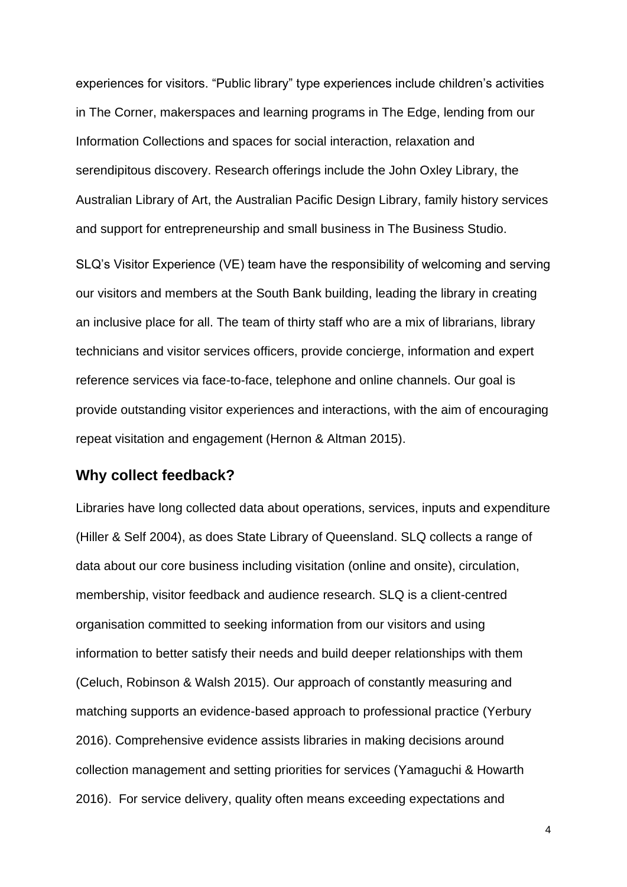experiences for visitors. "Public library" type experiences include children's activities in The Corner, makerspaces and learning programs in The Edge, lending from our Information Collections and spaces for social interaction, relaxation and serendipitous discovery. Research offerings include the John Oxley Library, the Australian Library of Art, the Australian Pacific Design Library, family history services and support for entrepreneurship and small business in The Business Studio.

SLQ's Visitor Experience (VE) team have the responsibility of welcoming and serving our visitors and members at the South Bank building, leading the library in creating an inclusive place for all. The team of thirty staff who are a mix of librarians, library technicians and visitor services officers, provide concierge, information and expert reference services via face-to-face, telephone and online channels. Our goal is provide outstanding visitor experiences and interactions, with the aim of encouraging repeat visitation and engagement (Hernon & Altman 2015).

## Why collect feedback?

Libraries have long collected data about operations, services, inputs and expenditure (Hiller & Self 2004), as does State Library of Queensland. SLQ collects a range of data about our core business including visitation (online and onsite), circulation, membership, visitor feedback and audience research. SLQ is a client-centred organisation committed to seeking information from our visitors and using information to better satisfy their needs and build deeper relationships with them (Celuch, Robinson & Walsh 2015). Our approach of constantly measuring and matching supports an evidence-based approach to professional practice (Yerbury 2016). Comprehensive evidence assists libraries in making decisions around collection management and setting priorities for services (Yamaguchi & Howarth 2016). For service delivery, quality often means exceeding expectations and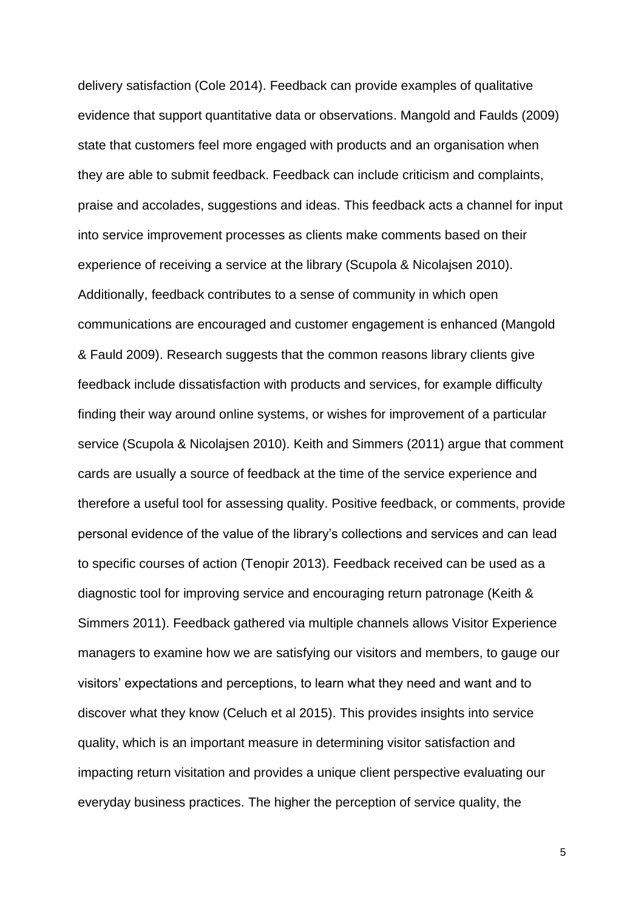delivery satisfaction (Cole 2014). Feedback can provide examples of qualitative evidence that support quantitative data or observations. Mangold and Faulds (2009) state that customers feel more engaged with products and an organisation when they are able to submit feedback. Feedback can include criticism and complaints, praise and accolades, suggestions and ideas. This feedback acts a channel for input into service improvement processes as clients make comments based on their experience of receiving a service at the library (Scupola & Nicolajsen 2010). Additionally, feedback contributes to a sense of community in which open communications are encouraged and customer engagement is enhanced (Mangold & Fauld 2009). Research suggests that the common reasons library clients give feedback include dissatisfaction with products and services, for example difficulty finding their way around online systems, or wishes for improvement of a particular service (Scupola & Nicolajsen 2010). Keith and Simmers (2011) argue that comment cards are usually a source of feedback at the time of the service experience and therefore a useful tool for assessing quality. Positive feedback, or comments, provide personal evidence of the value of the library's collections and services and can lead to specific courses of action (Tenopir 2013). Feedback received can be used as a diagnostic tool for improving service and encouraging return patronage (Keith & Simmers 2011). Feedback gathered via multiple channels allows Visitor Experience managers to examine how we are satisfying our visitors and members, to gauge our visitors' expectations and perceptions, to learn what they need and want and to discover what they know (Celuch et al 2015). This provides insights into service quality, which is an important measure in determining visitor satisfaction and impacting return visitation and provides a unique client perspective evaluating our everyday business practices. The higher the perception of service quality, the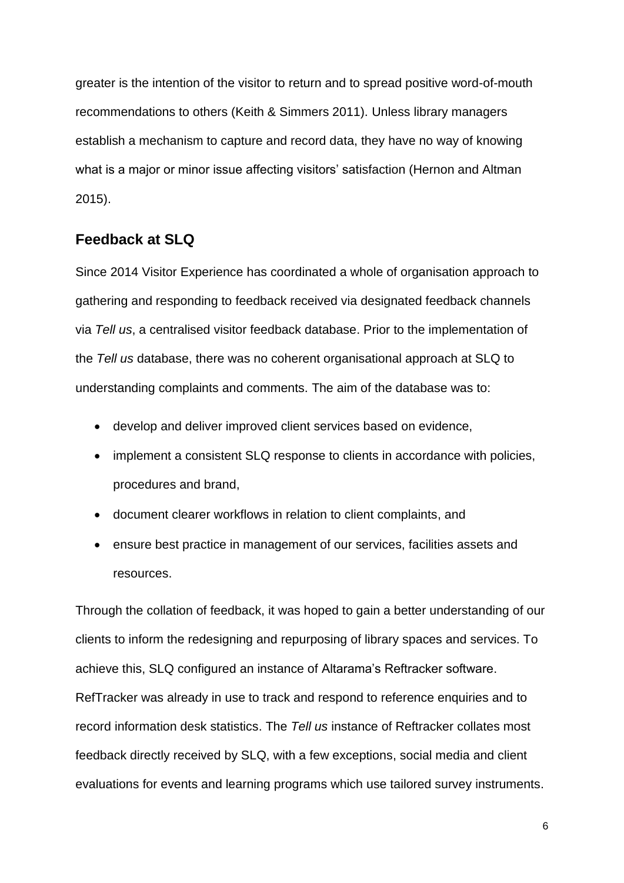greater is the intention of the visitor to return and to spread positive word-of-mouth recommendations to others (Keith & Simmers 2011). Unless library managers establish a mechanism to capture and record data, they have no way of knowing what is a major or minor issue affecting visitors' satisfaction (Hernon and Altman 2015).

## Feedback at SLQ

Since 2014 Visitor Experience has coordinated a whole of organisation approach to gathering and responding to feedback received via designated feedback channels via *Tell us*, a centralised visitor feedback database. Prior to the implementation of the *Tell us* database, there was no coherent organisational approach at SLQ to understanding complaints and comments. The aim of the database was to:

- develop and deliver improved client services based on evidence,
- implement a consistent SLQ response to clients in accordance with policies, procedures and brand,
- document clearer workflows in relation to client complaints, and
- ensure best practice in management of our services, facilities assets and resources.

Through the collation of feedback, it was hoped to gain a better understanding of our clients to inform the redesigning and repurposing of library spaces and services. To achieve this, SLQ configured an instance of Altarama's Reftracker software. RefTracker was already in use to track and respond to reference enquiries and to record information desk statistics. The *Tell us* instance of Reftracker collates most feedback directly received by SLQ, with a few exceptions, social media and client evaluations for events and learning programs which use tailored survey instruments.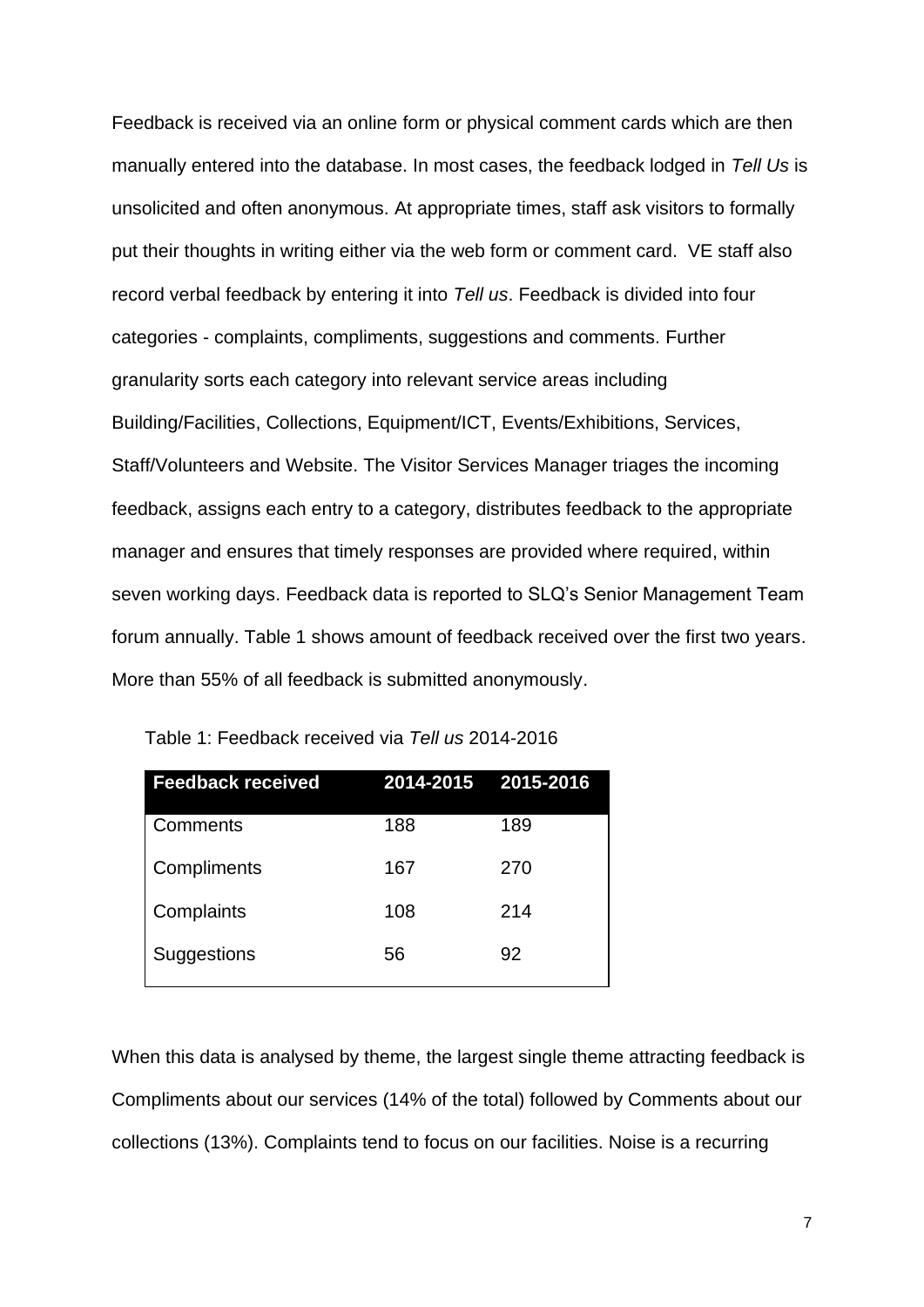Feedback is received via an online form or physical comment cards which are then manually entered into the database. In most cases, the feedback lodged in *Tell Us* is unsolicited and often anonymous. At appropriate times, staff ask visitors to formally put their thoughts in writing either via the web form or comment card. VE staff also record verbal feedback by entering it into *Tell us*. Feedback is divided into four categories - complaints, compliments, suggestions and comments. Further granularity sorts each category into relevant service areas including Building/Facilities, Collections, Equipment/ICT, Events/Exhibitions, Services, Staff/Volunteers and Website. The Visitor Services Manager triages the incoming feedback, assigns each entry to a category, distributes feedback to the appropriate manager and ensures that timely responses are provided where required, within seven working days. Feedback data is reported to SLQ's Senior Management Team forum annually. Table 1 shows amount of feedback received over the first two years. More than 55% of all feedback is submitted anonymously.

Table 1: Feedback received via *Tell us* 2014-2016

| Feedback received | 2014-2015 | 2015-2016 |
|---|---|---|
| Comments | 188 | 189 |
| Compliments | 167 | 270 |
| Complaints | 108 | 214 |
| Suggestions | 56 | 92 |

When this data is analysed by theme, the largest single theme attracting feedback is Compliments about our services (14% of the total) followed by Comments about our collections (13%). Complaints tend to focus on our facilities. Noise is a recurring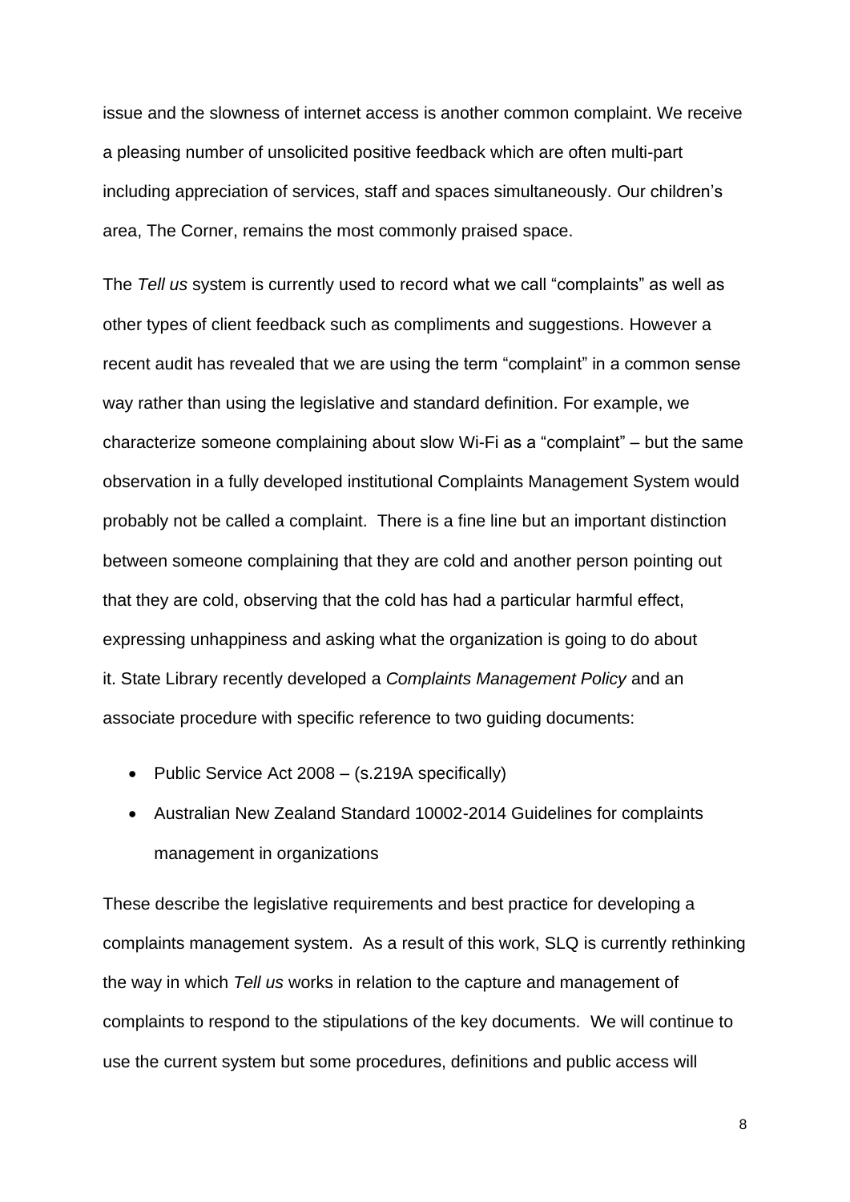issue and the slowness of internet access is another common complaint. We receive a pleasing number of unsolicited positive feedback which are often multi-part including appreciation of services, staff and spaces simultaneously. Our children's area, The Corner, remains the most commonly praised space.

The *Tell us* system is currently used to record what we call "complaints" as well as other types of client feedback such as compliments and suggestions. However a recent audit has revealed that we are using the term "complaint" in a common sense way rather than using the legislative and standard definition. For example, we characterize someone complaining about slow Wi-Fi as a "complaint" – but the same observation in a fully developed institutional Complaints Management System would probably not be called a complaint. There is a fine line but an important distinction between someone complaining that they are cold and another person pointing out that they are cold, observing that the cold has had a particular harmful effect, expressing unhappiness and asking what the organization is going to do about it. State Library recently developed a *Complaints Management Policy* and an associate procedure with specific reference to two guiding documents:

- Public Service Act 2008 – (s.219A specifically)
- Australian New Zealand Standard 10002-2014 Guidelines for complaints management in organizations

These describe the legislative requirements and best practice for developing a complaints management system. As a result of this work, SLQ is currently rethinking the way in which *Tell us* works in relation to the capture and management of complaints to respond to the stipulations of the key documents. We will continue to use the current system but some procedures, definitions and public access will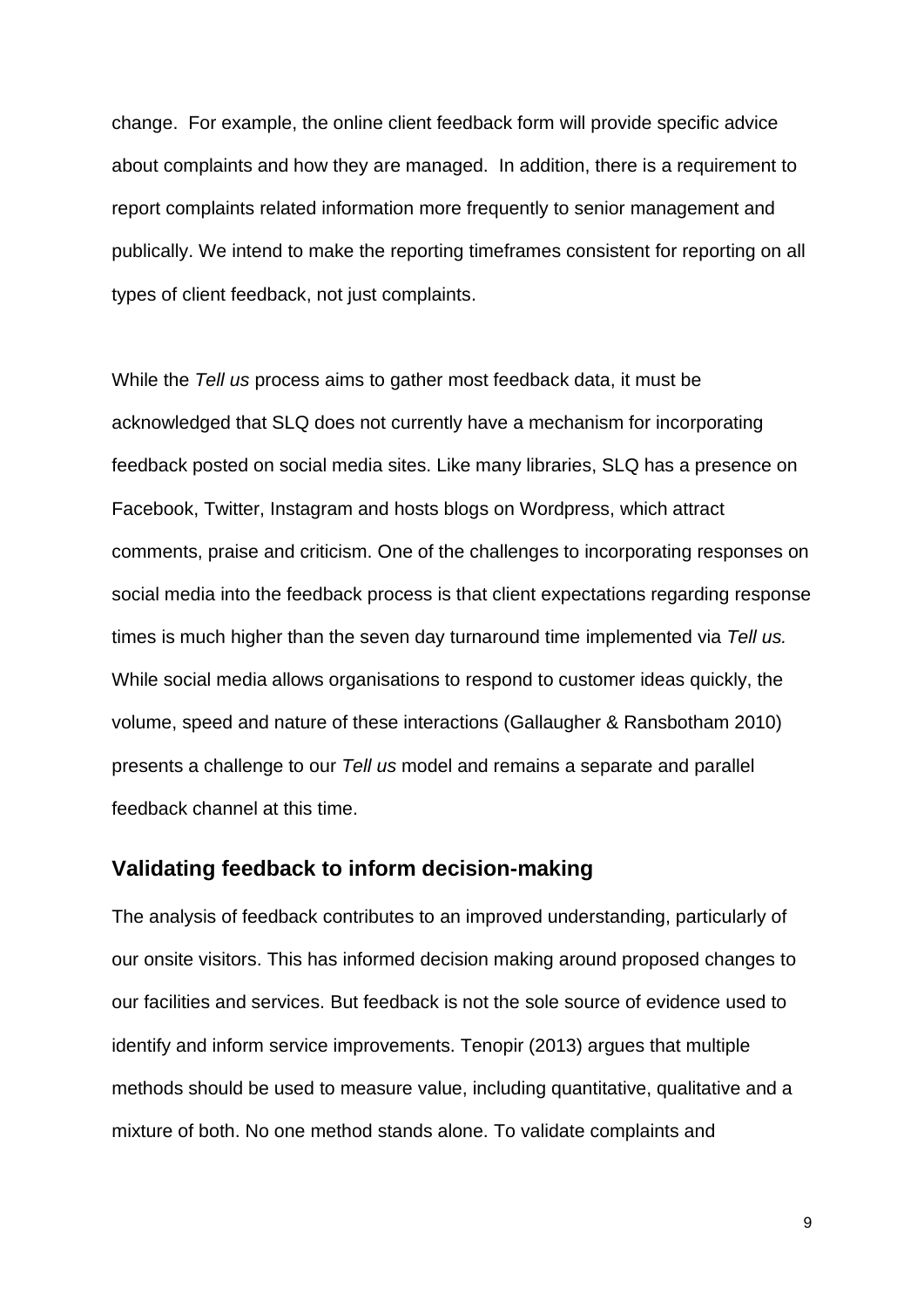change. For example, the online client feedback form will provide specific advice about complaints and how they are managed. In addition, there is a requirement to report complaints related information more frequently to senior management and publically. We intend to make the reporting timeframes consistent for reporting on all types of client feedback, not just complaints.

While the *Tell us* process aims to gather most feedback data, it must be acknowledged that SLQ does not currently have a mechanism for incorporating feedback posted on social media sites. Like many libraries, SLQ has a presence on Facebook, Twitter, Instagram and hosts blogs on Wordpress, which attract comments, praise and criticism. One of the challenges to incorporating responses on social media into the feedback process is that client expectations regarding response times is much higher than the seven day turnaround time implemented via *Tell us.* While social media allows organisations to respond to customer ideas quickly, the volume, speed and nature of these interactions (Gallaugher & Ransbotham 2010) presents a challenge to our *Tell us* model and remains a separate and parallel feedback channel at this time.

## Validating feedback to inform decision-making

The analysis of feedback contributes to an improved understanding, particularly of our onsite visitors. This has informed decision making around proposed changes to our facilities and services. But feedback is not the sole source of evidence used to identify and inform service improvements. Tenopir (2013) argues that multiple methods should be used to measure value, including quantitative, qualitative and a mixture of both. No one method stands alone. To validate complaints and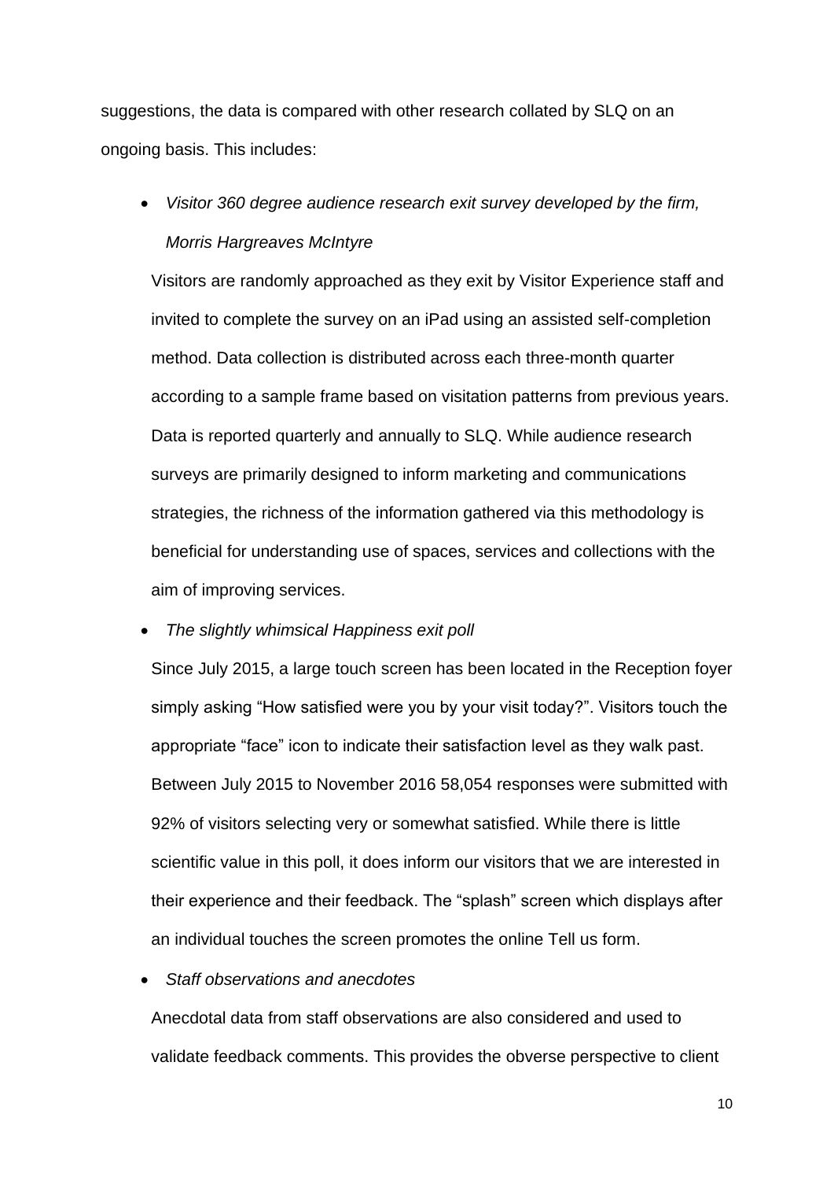suggestions, the data is compared with other research collated by SLQ on an ongoing basis. This includes:

- *Visitor 360 degree audience research exit survey developed by the firm, Morris Hargreaves McIntyre*

  Visitors are randomly approached as they exit by Visitor Experience staff and invited to complete the survey on an iPad using an assisted self-completion method. Data collection is distributed across each three-month quarter according to a sample frame based on visitation patterns from previous years. Data is reported quarterly and annually to SLQ. While audience research surveys are primarily designed to inform marketing and communications strategies, the richness of the information gathered via this methodology is beneficial for understanding use of spaces, services and collections with the aim of improving services.

- *The slightly whimsical Happiness exit poll*

  Since July 2015, a large touch screen has been located in the Reception foyer simply asking "How satisfied were you by your visit today?". Visitors touch the appropriate "face" icon to indicate their satisfaction level as they walk past. Between July 2015 to November 2016 58,054 responses were submitted with 92% of visitors selecting very or somewhat satisfied. While there is little scientific value in this poll, it does inform our visitors that we are interested in their experience and their feedback. The "splash" screen which displays after an individual touches the screen promotes the online Tell us form.

- *Staff observations and anecdotes*

  Anecdotal data from staff observations are also considered and used to validate feedback comments. This provides the obverse perspective to client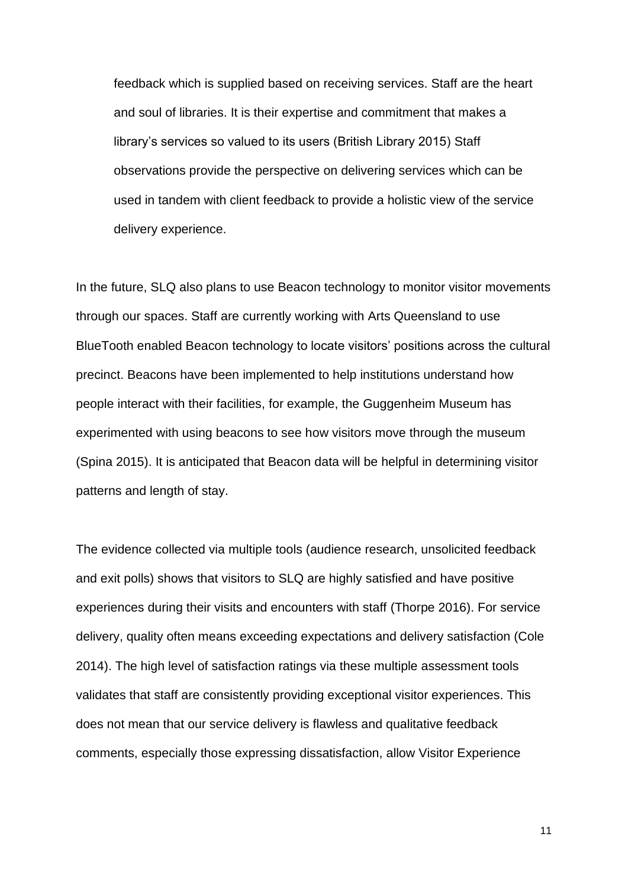feedback which is supplied based on receiving services. Staff are the heart and soul of libraries. It is their expertise and commitment that makes a library's services so valued to its users (British Library 2015) Staff observations provide the perspective on delivering services which can be used in tandem with client feedback to provide a holistic view of the service delivery experience.

In the future, SLQ also plans to use Beacon technology to monitor visitor movements through our spaces. Staff are currently working with Arts Queensland to use BlueTooth enabled Beacon technology to locate visitors' positions across the cultural precinct. Beacons have been implemented to help institutions understand how people interact with their facilities, for example, the Guggenheim Museum has experimented with using beacons to see how visitors move through the museum (Spina 2015). It is anticipated that Beacon data will be helpful in determining visitor patterns and length of stay.

The evidence collected via multiple tools (audience research, unsolicited feedback and exit polls) shows that visitors to SLQ are highly satisfied and have positive experiences during their visits and encounters with staff (Thorpe 2016). For service delivery, quality often means exceeding expectations and delivery satisfaction (Cole 2014). The high level of satisfaction ratings via these multiple assessment tools validates that staff are consistently providing exceptional visitor experiences. This does not mean that our service delivery is flawless and qualitative feedback comments, especially those expressing dissatisfaction, allow Visitor Experience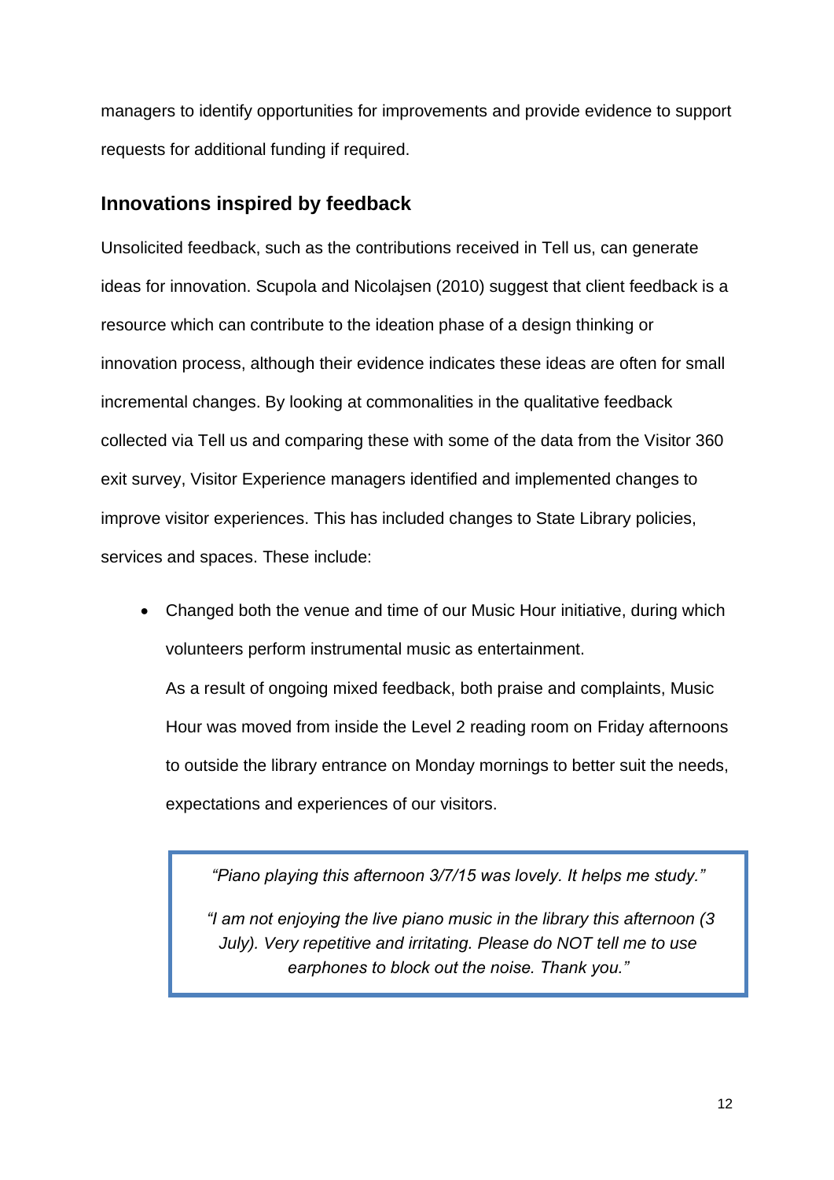managers to identify opportunities for improvements and provide evidence to support requests for additional funding if required.

## Innovations inspired by feedback

Unsolicited feedback, such as the contributions received in Tell us, can generate ideas for innovation. Scupola and Nicolajsen (2010) suggest that client feedback is a resource which can contribute to the ideation phase of a design thinking or innovation process, although their evidence indicates these ideas are often for small incremental changes. By looking at commonalities in the qualitative feedback collected via Tell us and comparing these with some of the data from the Visitor 360 exit survey, Visitor Experience managers identified and implemented changes to improve visitor experiences. This has included changes to State Library policies, services and spaces. These include:

- Changed both the venue and time of our Music Hour initiative, during which volunteers perform instrumental music as entertainment.

  As a result of ongoing mixed feedback, both praise and complaints, Music Hour was moved from inside the Level 2 reading room on Friday afternoons to outside the library entrance on Monday mornings to better suit the needs, expectations and experiences of our visitors.

  > *"Piano playing this afternoon 3/7/15 was lovely. It helps me study."*
  >
  > *"I am not enjoying the live piano music in the library this afternoon (3 July). Very repetitive and irritating. Please do NOT tell me to use earphones to block out the noise. Thank you."*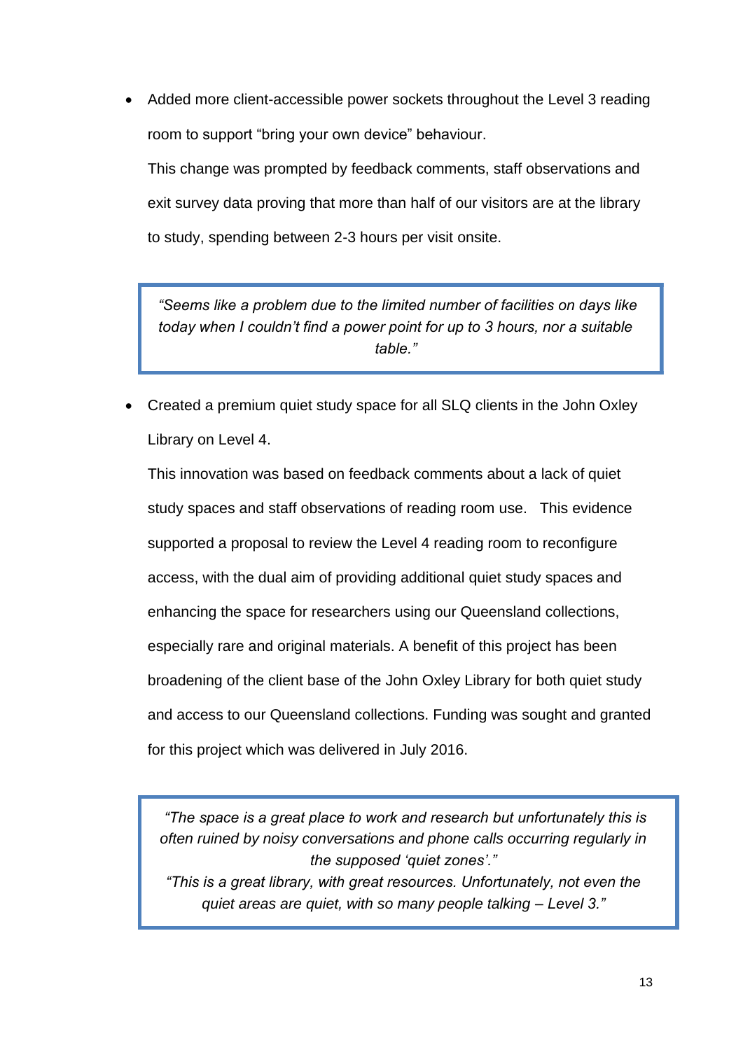- Added more client-accessible power sockets throughout the Level 3 reading room to support "bring your own device" behaviour.

  This change was prompted by feedback comments, staff observations and exit survey data proving that more than half of our visitors are at the library to study, spending between 2-3 hours per visit onsite.

> *"Seems like a problem due to the limited number of facilities on days like today when I couldn't find a power point for up to 3 hours, nor a suitable table."*

- Created a premium quiet study space for all SLQ clients in the John Oxley Library on Level 4.

  This innovation was based on feedback comments about a lack of quiet study spaces and staff observations of reading room use. This evidence supported a proposal to review the Level 4 reading room to reconfigure access, with the dual aim of providing additional quiet study spaces and enhancing the space for researchers using our Queensland collections, especially rare and original materials. A benefit of this project has been broadening of the client base of the John Oxley Library for both quiet study and access to our Queensland collections. Funding was sought and granted for this project which was delivered in July 2016.

> *"The space is a great place to work and research but unfortunately this is often ruined by noisy conversations and phone calls occurring regularly in the supposed 'quiet zones'."*
>
> *"This is a great library, with great resources. Unfortunately, not even the quiet areas are quiet, with so many people talking – Level 3."*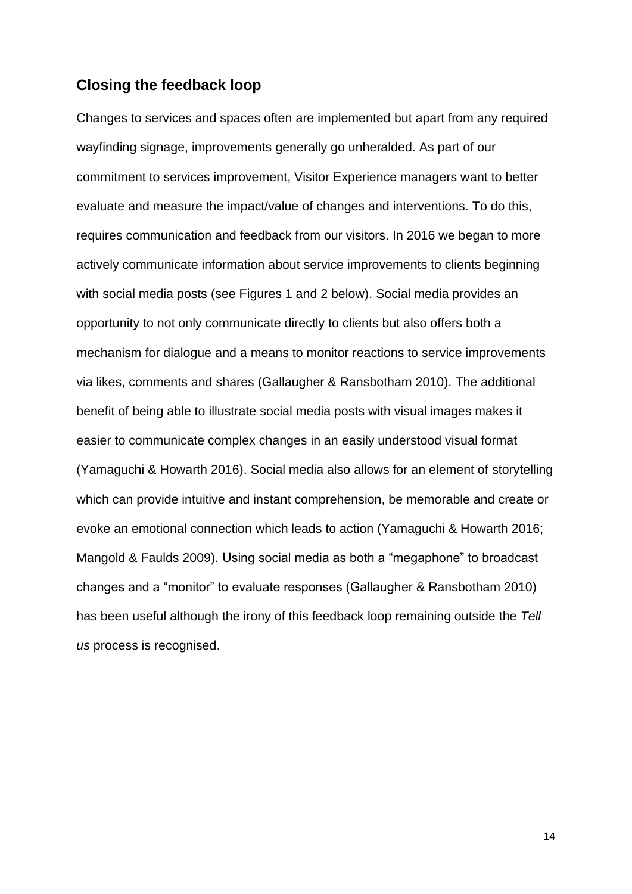## Closing the feedback loop

Changes to services and spaces often are implemented but apart from any required wayfinding signage, improvements generally go unheralded. As part of our commitment to services improvement, Visitor Experience managers want to better evaluate and measure the impact/value of changes and interventions. To do this, requires communication and feedback from our visitors. In 2016 we began to more actively communicate information about service improvements to clients beginning with social media posts (see Figures 1 and 2 below). Social media provides an opportunity to not only communicate directly to clients but also offers both a mechanism for dialogue and a means to monitor reactions to service improvements via likes, comments and shares (Gallaugher & Ransbotham 2010). The additional benefit of being able to illustrate social media posts with visual images makes it easier to communicate complex changes in an easily understood visual format (Yamaguchi & Howarth 2016). Social media also allows for an element of storytelling which can provide intuitive and instant comprehension, be memorable and create or evoke an emotional connection which leads to action (Yamaguchi & Howarth 2016; Mangold & Faulds 2009). Using social media as both a “megaphone” to broadcast changes and a “monitor” to evaluate responses (Gallaugher & Ransbotham 2010) has been useful although the irony of this feedback loop remaining outside the *Tell us* process is recognised.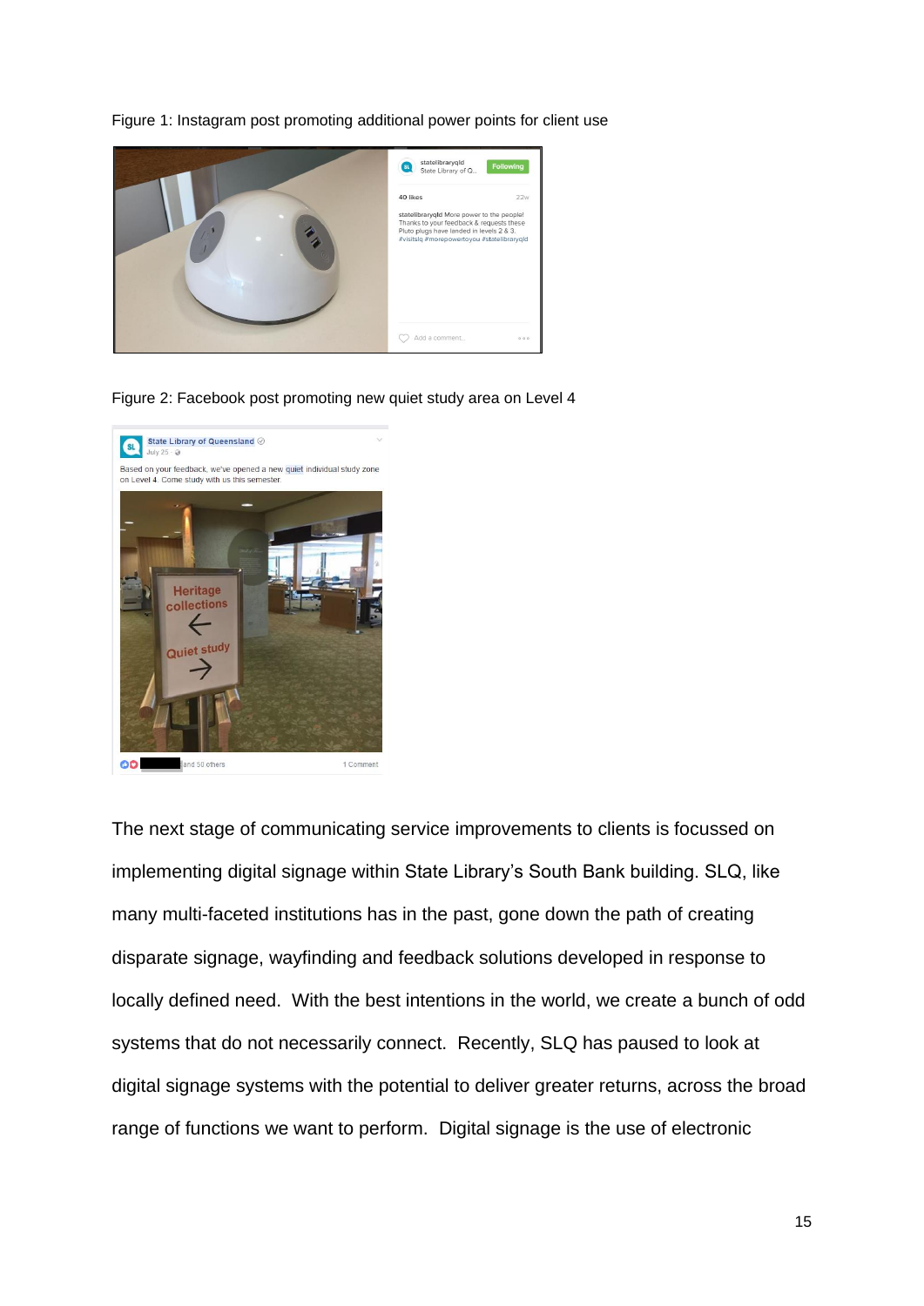Figure 1: Instagram post promoting additional power points for client use

Figure 2: Facebook post promoting new quiet study area on Level 4

The next stage of communicating service improvements to clients is focussed on implementing digital signage within State Library's South Bank building. SLQ, like many multi-faceted institutions has in the past, gone down the path of creating disparate signage, wayfinding and feedback solutions developed in response to locally defined need. With the best intentions in the world, we create a bunch of odd systems that do not necessarily connect. Recently, SLQ has paused to look at digital signage systems with the potential to deliver greater returns, across the broad range of functions we want to perform. Digital signage is the use of electronic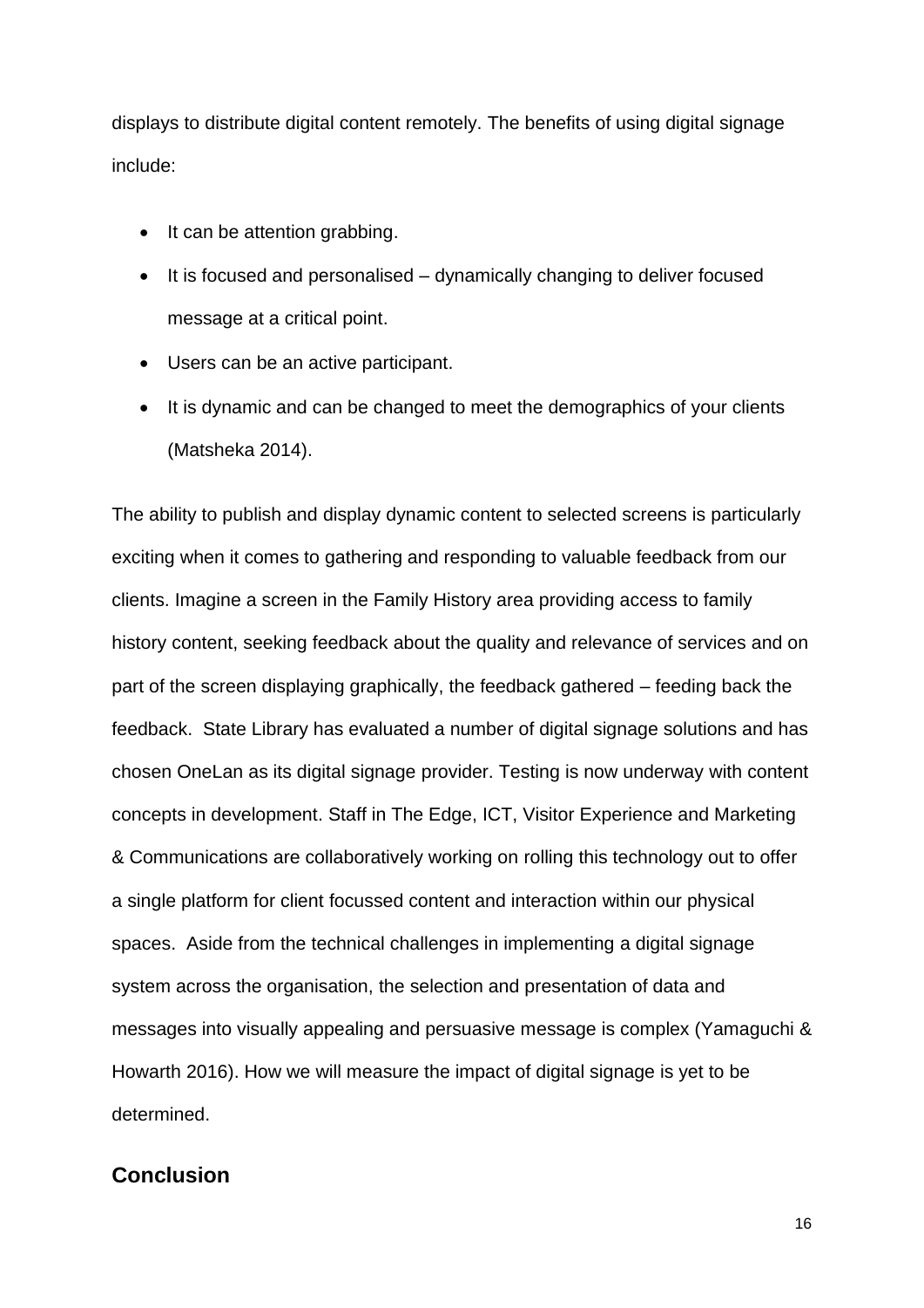displays to distribute digital content remotely. The benefits of using digital signage include:

- It can be attention grabbing.
- It is focused and personalised – dynamically changing to deliver focused message at a critical point.
- Users can be an active participant.
- It is dynamic and can be changed to meet the demographics of your clients (Matsheka 2014).

The ability to publish and display dynamic content to selected screens is particularly exciting when it comes to gathering and responding to valuable feedback from our clients. Imagine a screen in the Family History area providing access to family history content, seeking feedback about the quality and relevance of services and on part of the screen displaying graphically, the feedback gathered – feeding back the feedback. State Library has evaluated a number of digital signage solutions and has chosen OneLan as its digital signage provider. Testing is now underway with content concepts in development. Staff in The Edge, ICT, Visitor Experience and Marketing & Communications are collaboratively working on rolling this technology out to offer a single platform for client focussed content and interaction within our physical spaces. Aside from the technical challenges in implementing a digital signage system across the organisation, the selection and presentation of data and messages into visually appealing and persuasive message is complex (Yamaguchi & Howarth 2016). How we will measure the impact of digital signage is yet to be determined.

## Conclusion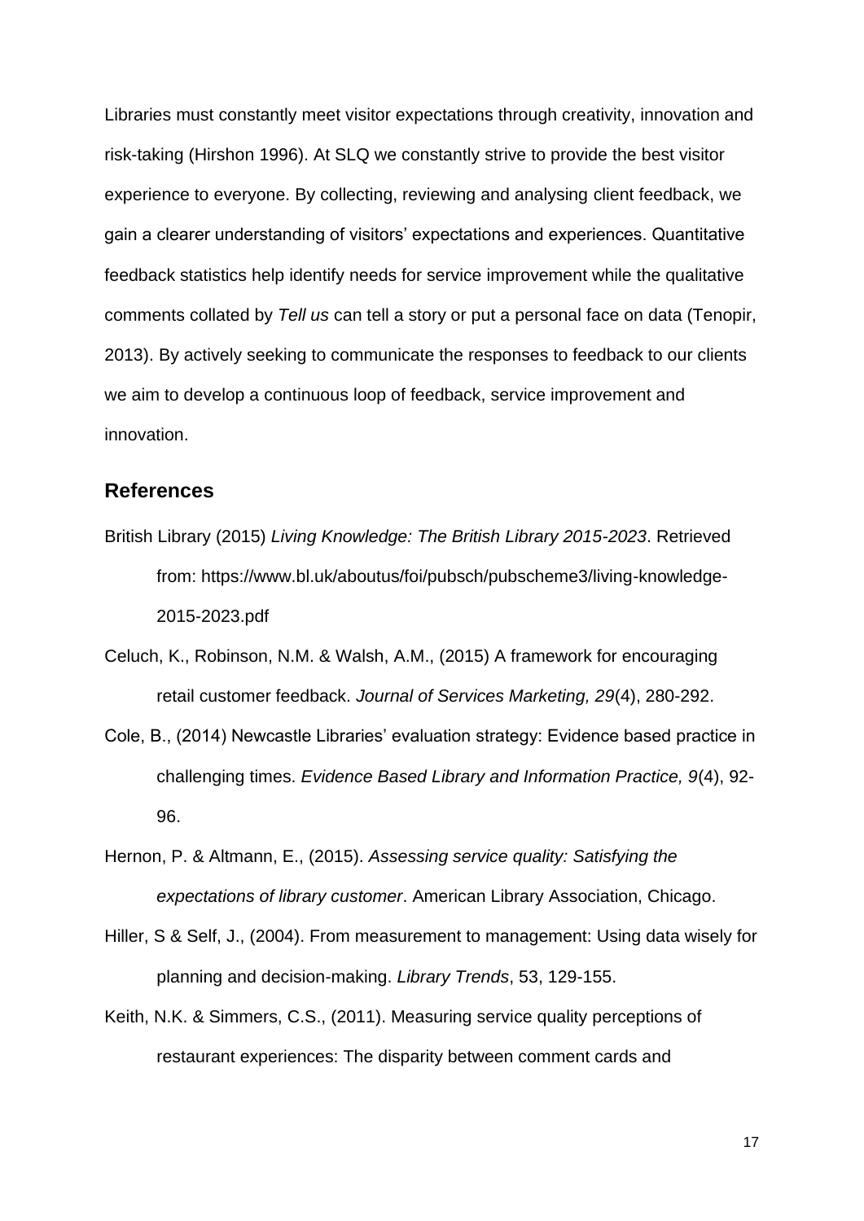Libraries must constantly meet visitor expectations through creativity, innovation and risk-taking (Hirshon 1996). At SLQ we constantly strive to provide the best visitor experience to everyone. By collecting, reviewing and analysing client feedback, we gain a clearer understanding of visitors' expectations and experiences. Quantitative feedback statistics help identify needs for service improvement while the qualitative comments collated by *Tell us* can tell a story or put a personal face on data (Tenopir, 2013). By actively seeking to communicate the responses to feedback to our clients we aim to develop a continuous loop of feedback, service improvement and innovation.

## References

British Library (2015) *Living Knowledge: The British Library 2015-2023*. Retrieved from: https://www.bl.uk/aboutus/foi/pubsch/pubscheme3/living-knowledge-2015-2023.pdf

Celuch, K., Robinson, N.M. & Walsh, A.M., (2015) A framework for encouraging retail customer feedback. *Journal of Services Marketing, 29*(4), 280-292.

Cole, B., (2014) Newcastle Libraries' evaluation strategy: Evidence based practice in challenging times. *Evidence Based Library and Information Practice, 9*(4), 92-96.

Hernon, P. & Altmann, E., (2015). *Assessing service quality: Satisfying the expectations of library customer*. American Library Association, Chicago.

Hiller, S & Self, J., (2004). From measurement to management: Using data wisely for planning and decision-making. *Library Trends*, 53, 129-155.

Keith, N.K. & Simmers, C.S., (2011). Measuring service quality perceptions of restaurant experiences: The disparity between comment cards and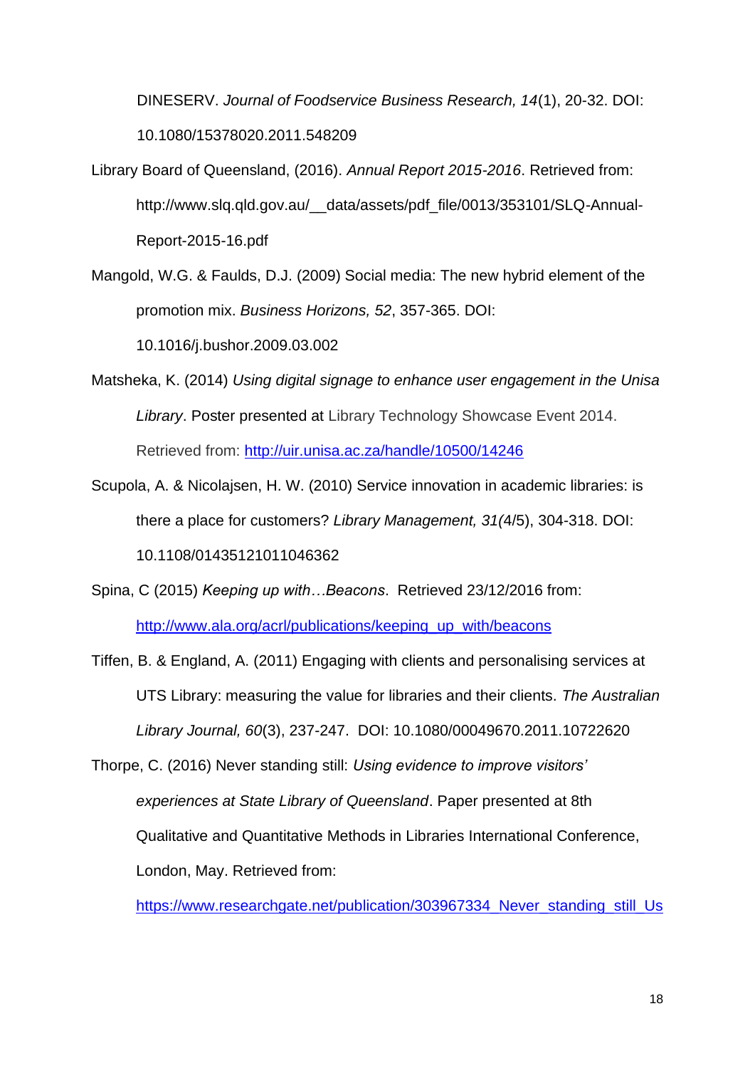DINESERV. *Journal of Foodservice Business Research, 14*(1), 20-32. DOI: 10.1080/15378020.2011.548209

Library Board of Queensland, (2016). *Annual Report 2015-2016*. Retrieved from: http://www.slq.qld.gov.au/__data/assets/pdf_file/0013/353101/SLQ-Annual-Report-2015-16.pdf

Mangold, W.G. & Faulds, D.J. (2009) Social media: The new hybrid element of the promotion mix. *Business Horizons, 52*, 357-365. DOI: 10.1016/j.bushor.2009.03.002

Matsheka, K. (2014) *Using digital signage to enhance user engagement in the Unisa Library*. Poster presented at Library Technology Showcase Event 2014. Retrieved from: http://uir.unisa.ac.za/handle/10500/14246

Scupola, A. & Nicolajsen, H. W. (2010) Service innovation in academic libraries: is there a place for customers? *Library Management, 31(*4/5), 304-318. DOI: 10.1108/01435121011046362

Spina, C (2015) *Keeping up with…Beacons*. Retrieved 23/12/2016 from: http://www.ala.org/acrl/publications/keeping_up_with/beacons

Tiffen, B. & England, A. (2011) Engaging with clients and personalising services at UTS Library: measuring the value for libraries and their clients. *The Australian Library Journal, 60*(3), 237-247. DOI: 10.1080/00049670.2011.10722620

Thorpe, C. (2016) Never standing still: *Using evidence to improve visitors' experiences at State Library of Queensland*. Paper presented at 8th Qualitative and Quantitative Methods in Libraries International Conference, London, May. Retrieved from: https://www.researchgate.net/publication/303967334_Never_standing_still_Us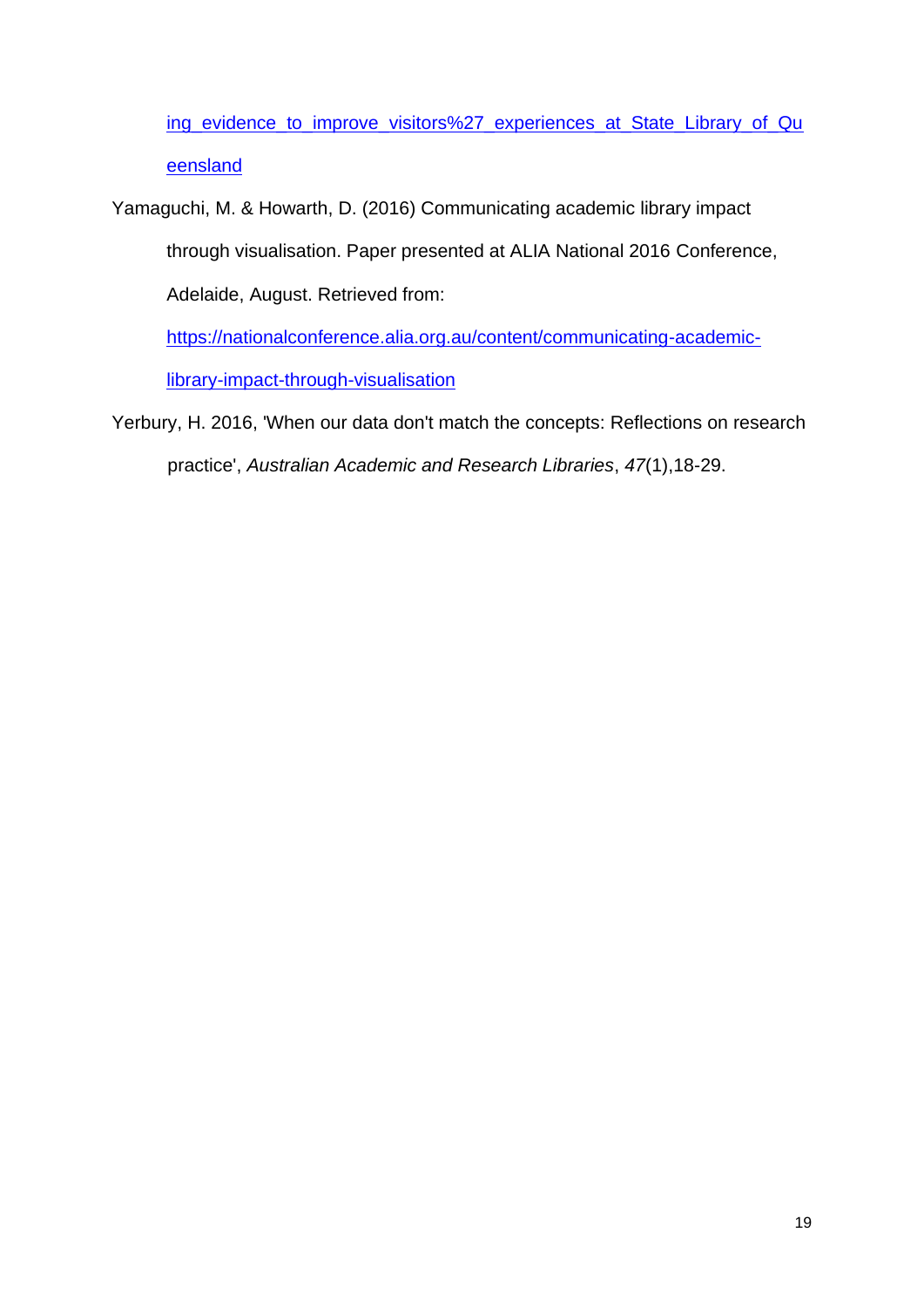ing_evidence_to_improve_visitors%27_experiences_at_State_Library_of_Queensland

Yamaguchi, M. & Howarth, D. (2016) Communicating academic library impact through visualisation. Paper presented at ALIA National 2016 Conference, Adelaide, August. Retrieved from: https://nationalconference.alia.org.au/content/communicating-academic-library-impact-through-visualisation

Yerbury, H. 2016, 'When our data don't match the concepts: Reflections on research practice', *Australian Academic and Research Libraries*, *47*(1),18-29.